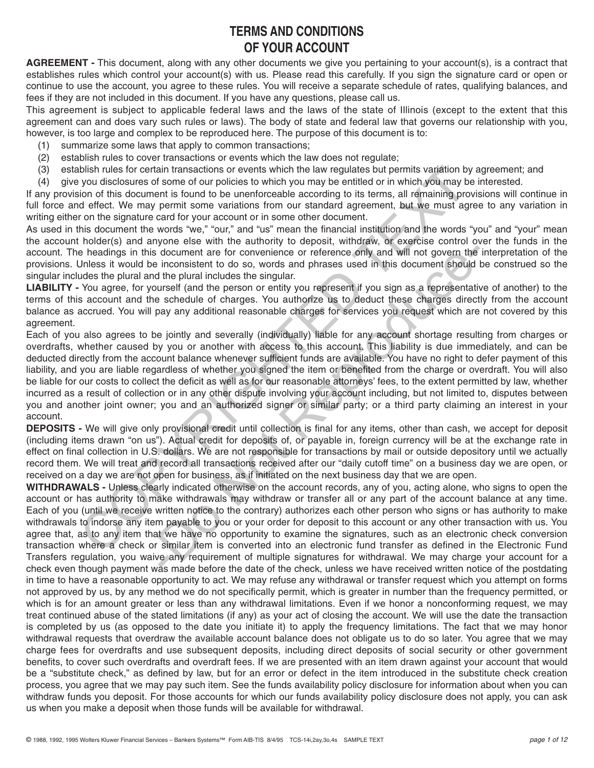# TERMS AND CONDITIONS OF YOUR ACCOUNT

**AGREEMENT -** This document, along with any other documents we give you pertaining to your account(s), is a contract that establishes rules which control your account(s) with us. Please read this carefully. If you sign the signature card or open or continue to use the account, you agree to these rules. You will receive a separate schedule of rates, qualifying balances, and fees if they are not included in this document. If you have any questions, please call us.

This agreement is subject to applicable federal laws and the laws of the state of Illinois (except to the extent that this agreement can and does vary such rules or laws). The body of state and federal law that governs our relationship with you, however, is too large and complex to be reproduced here. The purpose of this document is to:

(1) summarize some laws that apply to common transactions;
(2) establish rules to cover transactions or events which the law does not regulate;
(3) establish rules for certain transactions or events which the law regulates but permits variation by agreement; and
(4) give you disclosures of some of our policies to which you may be entitled or in which you may be interested.

If any provision of this document is found to be unenforceable according to its terms, all remaining provisions will continue in full force and effect. We may permit some variations from our standard agreement, but we must agree to any variation in writing either on the signature card for your account or in some other document.

As used in this document the words "we," "our," and "us" mean the financial institution and the words "you" and "your" mean the account holder(s) and anyone else with the authority to deposit, withdraw, or exercise control over the funds in the account. The headings in this document are for convenience or reference only and will not govern the interpretation of the provisions. Unless it would be inconsistent to do so, words and phrases used in this document should be construed so the singular includes the plural and the plural includes the singular.

**LIABILITY -** You agree, for yourself (and the person or entity you represent if you sign as a representative of another) to the terms of this account and the schedule of charges. You authorize us to deduct these charges directly from the account balance as accrued. You will pay any additional reasonable charges for services you request which are not covered by this agreement.

Each of you also agrees to be jointly and severally (individually) liable for any account shortage resulting from charges or overdrafts, whether caused by you or another with access to this account. This liability is due immediately, and can be deducted directly from the account balance whenever sufficient funds are available. You have no right to defer payment of this liability, and you are liable regardless of whether you signed the item or benefited from the charge or overdraft. You will also be liable for our costs to collect the deficit as well as for our reasonable attorneys' fees, to the extent permitted by law, whether incurred as a result of collection or in any other dispute involving your account including, but not limited to, disputes between you and another joint owner; you and an authorized signer or similar party; or a third party claiming an interest in your account.

**DEPOSITS -** We will give only provisional credit until collection is final for any items, other than cash, we accept for deposit (including items drawn "on us"). Actual credit for deposits of, or payable in, foreign currency will be at the exchange rate in effect on final collection in U.S. dollars. We are not responsible for transactions by mail or outside depository until we actually record them. We will treat and record all transactions received after our "daily cutoff time" on a business day we are open, or received on a day we are not open for business, as if initiated on the next business day that we are open.

**WITHDRAWALS -** Unless clearly indicated otherwise on the account records, any of you, acting alone, who signs to open the account or has authority to make withdrawals may withdraw or transfer all or any part of the account balance at any time. Each of you (until we receive written notice to the contrary) authorizes each other person who signs or has authority to make withdrawals to indorse any item payable to you or your order for deposit to this account or any other transaction with us. You agree that, as to any item that we have no opportunity to examine the signatures, such as an electronic check conversion transaction where a check or similar item is converted into an electronic fund transfer as defined in the Electronic Fund Transfers regulation, you waive any requirement of multiple signatures for withdrawal. We may charge your account for a check even though payment was made before the date of the check, unless we have received written notice of the postdating in time to have a reasonable opportunity to act. We may refuse any withdrawal or transfer request which you attempt on forms not approved by us, by any method we do not specifically permit, which is greater in number than the frequency permitted, or which is for an amount greater or less than any withdrawal limitations. Even if we honor a nonconforming request, we may treat continued abuse of the stated limitations (if any) as your act of closing the account. We will use the date the transaction is completed by us (as opposed to the date you initiate it) to apply the frequency limitations. The fact that we may honor withdrawal requests that overdraw the available account balance does not obligate us to do so later. You agree that we may charge fees for overdrafts and use subsequent deposits, including direct deposits of social security or other government benefits, to cover such overdrafts and overdraft fees. If we are presented with an item drawn against your account that would be a "substitute check," as defined by law, but for an error or defect in the item introduced in the substitute check creation process, you agree that we may pay such item. See the funds availability policy disclosure for information about when you can withdraw funds you deposit. For those accounts for which our funds availability policy disclosure does not apply, you can ask us when you make a deposit when those funds will be available for withdrawal.

© 1988, 1992, 1995 Wolters Kluwer Financial Services – Bankers Systems™ Form AIB-TIS 8/4/95 TCS-14i,2ay,3o,4s SAMPLE TEXT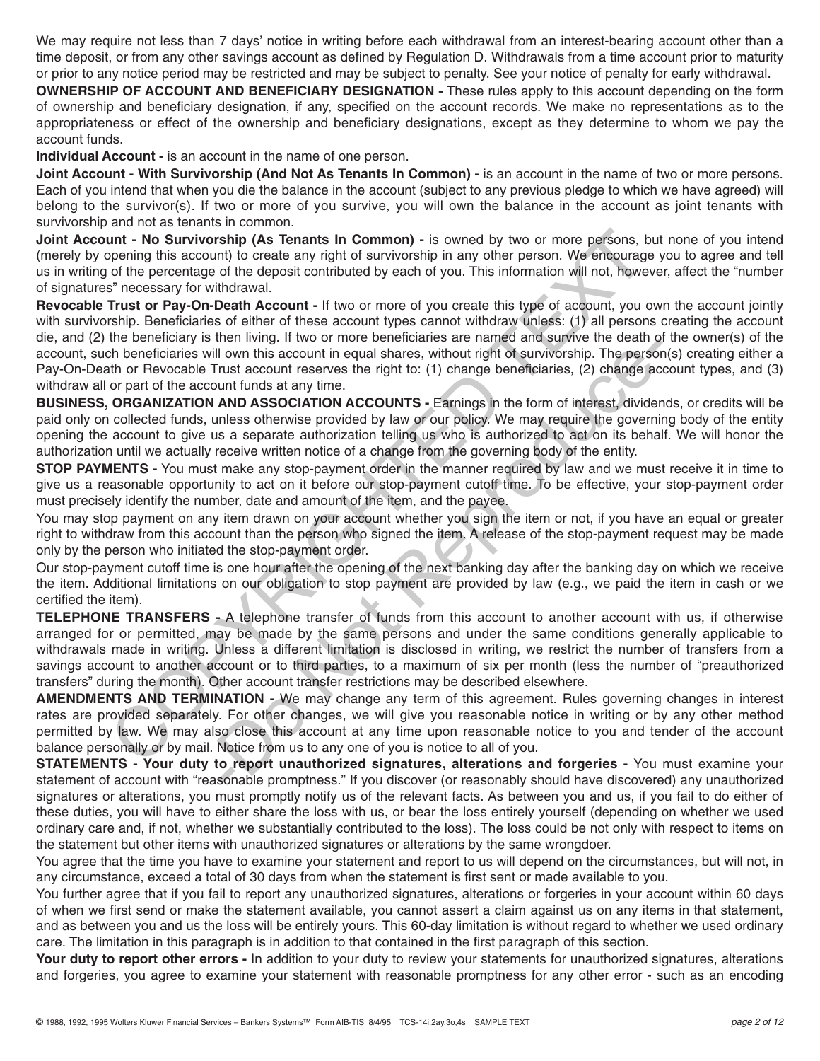We may require not less than 7 days' notice in writing before each withdrawal from an interest-bearing account other than a time deposit, or from any other savings account as defined by Regulation D. Withdrawals from a time account prior to maturity or prior to any notice period may be restricted and may be subject to penalty. See your notice of penalty for early withdrawal.

**OWNERSHIP OF ACCOUNT AND BENEFICIARY DESIGNATION -** These rules apply to this account depending on the form of ownership and beneficiary designation, if any, specified on the account records. We make no representations as to the appropriateness or effect of the ownership and beneficiary designations, except as they determine to whom we pay the account funds.

**Individual Account -** is an account in the name of one person.

**Joint Account - With Survivorship (And Not As Tenants In Common) -** is an account in the name of two or more persons. Each of you intend that when you die the balance in the account (subject to any previous pledge to which we have agreed) will belong to the survivor(s). If two or more of you survive, you will own the balance in the account as joint tenants with survivorship and not as tenants in common.

**Joint Account - No Survivorship (As Tenants In Common) -** is owned by two or more persons, but none of you intend (merely by opening this account) to create any right of survivorship in any other person. We encourage you to agree and tell us in writing of the percentage of the deposit contributed by each of you. This information will not, however, affect the "number of signatures" necessary for withdrawal.

**Revocable Trust or Pay-On-Death Account -** If two or more of you create this type of account, you own the account jointly with survivorship. Beneficiaries of either of these account types cannot withdraw unless: (1) all persons creating the account die, and (2) the beneficiary is then living. If two or more beneficiaries are named and survive the death of the owner(s) of the account, such beneficiaries will own this account in equal shares, without right of survivorship. The person(s) creating either a Pay-On-Death or Revocable Trust account reserves the right to: (1) change beneficiaries, (2) change account types, and (3) withdraw all or part of the account funds at any time.

**BUSINESS, ORGANIZATION AND ASSOCIATION ACCOUNTS -** Earnings in the form of interest, dividends, or credits will be paid only on collected funds, unless otherwise provided by law or our policy. We may require the governing body of the entity opening the account to give us a separate authorization telling us who is authorized to act on its behalf. We will honor the authorization until we actually receive written notice of a change from the governing body of the entity.

**STOP PAYMENTS -** You must make any stop-payment order in the manner required by law and we must receive it in time to give us a reasonable opportunity to act on it before our stop-payment cutoff time. To be effective, your stop-payment order must precisely identify the number, date and amount of the item, and the payee.

You may stop payment on any item drawn on your account whether you sign the item or not, if you have an equal or greater right to withdraw from this account than the person who signed the item. A release of the stop-payment request may be made only by the person who initiated the stop-payment order.

Our stop-payment cutoff time is one hour after the opening of the next banking day after the banking day on which we receive the item. Additional limitations on our obligation to stop payment are provided by law (e.g., we paid the item in cash or we certified the item).

**TELEPHONE TRANSFERS -** A telephone transfer of funds from this account to another account with us, if otherwise arranged for or permitted, may be made by the same persons and under the same conditions generally applicable to withdrawals made in writing. Unless a different limitation is disclosed in writing, we restrict the number of transfers from a savings account to another account or to third parties, to a maximum of six per month (less the number of "preauthorized transfers" during the month). Other account transfer restrictions may be described elsewhere.

**AMENDMENTS AND TERMINATION -** We may change any term of this agreement. Rules governing changes in interest rates are provided separately. For other changes, we will give you reasonable notice in writing or by any other method permitted by law. We may also close this account at any time upon reasonable notice to you and tender of the account balance personally or by mail. Notice from us to any one of you is notice to all of you.

**STATEMENTS - Your duty to report unauthorized signatures, alterations and forgeries -** You must examine your statement of account with "reasonable promptness." If you discover (or reasonably should have discovered) any unauthorized signatures or alterations, you must promptly notify us of the relevant facts. As between you and us, if you fail to do either of these duties, you will have to either share the loss with us, or bear the loss entirely yourself (depending on whether we used ordinary care and, if not, whether we substantially contributed to the loss). The loss could be not only with respect to items on the statement but other items with unauthorized signatures or alterations by the same wrongdoer.

You agree that the time you have to examine your statement and report to us will depend on the circumstances, but will not, in any circumstance, exceed a total of 30 days from when the statement is first sent or made available to you.

You further agree that if you fail to report any unauthorized signatures, alterations or forgeries in your account within 60 days of when we first send or make the statement available, you cannot assert a claim against us on any items in that statement, and as between you and us the loss will be entirely yours. This 60-day limitation is without regard to whether we used ordinary care. The limitation in this paragraph is in addition to that contained in the first paragraph of this section.

**Your duty to report other errors -** In addition to your duty to review your statements for unauthorized signatures, alterations and forgeries, you agree to examine your statement with reasonable promptness for any other error - such as an encoding

© 1988, 1992, 1995 Wolters Kluwer Financial Services – Bankers Systems™ Form AIB-TIS 8/4/95 TCS-14i,2ay,3o,4s SAMPLE TEXT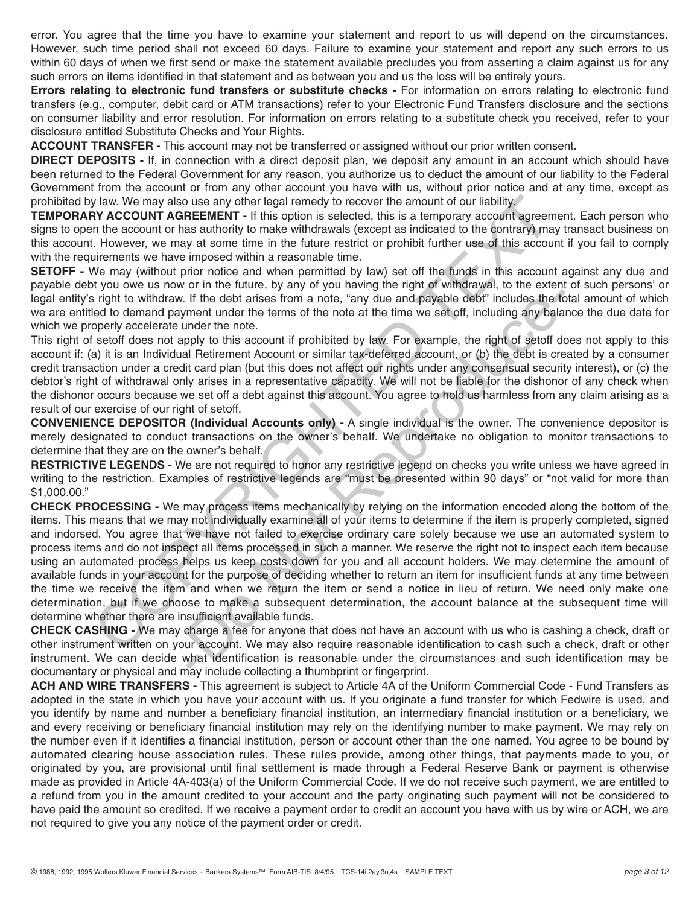error. You agree that the time you have to examine your statement and report to us will depend on the circumstances. However, such time period shall not exceed 60 days. Failure to examine your statement and report any such errors to us within 60 days of when we first send or make the statement available precludes you from asserting a claim against us for any such errors on items identified in that statement and as between you and us the loss will be entirely yours.

**Errors relating to electronic fund transfers or substitute checks -** For information on errors relating to electronic fund transfers (e.g., computer, debit card or ATM transactions) refer to your Electronic Fund Transfers disclosure and the sections on consumer liability and error resolution. For information on errors relating to a substitute check you received, refer to your disclosure entitled Substitute Checks and Your Rights.

**ACCOUNT TRANSFER -** This account may not be transferred or assigned without our prior written consent.

**DIRECT DEPOSITS -** If, in connection with a direct deposit plan, we deposit any amount in an account which should have been returned to the Federal Government for any reason, you authorize us to deduct the amount of our liability to the Federal Government from the account or from any other account you have with us, without prior notice and at any time, except as prohibited by law. We may also use any other legal remedy to recover the amount of our liability.

**TEMPORARY ACCOUNT AGREEMENT -** If this option is selected, this is a temporary account agreement. Each person who signs to open the account or has authority to make withdrawals (except as indicated to the contrary) may transact business on this account. However, we may at some time in the future restrict or prohibit further use of this account if you fail to comply with the requirements we have imposed within a reasonable time.

**SETOFF -** We may (without prior notice and when permitted by law) set off the funds in this account against any due and payable debt you owe us now or in the future, by any of you having the right of withdrawal, to the extent of such persons' or legal entity's right to withdraw. If the debt arises from a note, "any due and payable debt" includes the total amount of which we are entitled to demand payment under the terms of the note at the time we set off, including any balance the due date for which we properly accelerate under the note.

This right of setoff does not apply to this account if prohibited by law. For example, the right of setoff does not apply to this account if: (a) it is an Individual Retirement Account or similar tax-deferred account, or (b) the debt is created by a consumer credit transaction under a credit card plan (but this does not affect our rights under any consensual security interest), or (c) the debtor's right of withdrawal only arises in a representative capacity. We will not be liable for the dishonor of any check when the dishonor occurs because we set off a debt against this account. You agree to hold us harmless from any claim arising as a result of our exercise of our right of setoff.

**CONVENIENCE DEPOSITOR (Individual Accounts only) -** A single individual is the owner. The convenience depositor is merely designated to conduct transactions on the owner's behalf. We undertake no obligation to monitor transactions to determine that they are on the owner's behalf.

**RESTRICTIVE LEGENDS -** We are not required to honor any restrictive legend on checks you write unless we have agreed in writing to the restriction. Examples of restrictive legends are "must be presented within 90 days" or "not valid for more than $1,000.00."

**CHECK PROCESSING -** We may process items mechanically by relying on the information encoded along the bottom of the items. This means that we may not individually examine all of your items to determine if the item is properly completed, signed and indorsed. You agree that we have not failed to exercise ordinary care solely because we use an automated system to process items and do not inspect all items processed in such a manner. We reserve the right not to inspect each item because using an automated process helps us keep costs down for you and all account holders. We may determine the amount of available funds in your account for the purpose of deciding whether to return an item for insufficient funds at any time between the time we receive the item and when we return the item or send a notice in lieu of return. We need only make one determination, but if we choose to make a subsequent determination, the account balance at the subsequent time will determine whether there are insufficient available funds.

**CHECK CASHING -** We may charge a fee for anyone that does not have an account with us who is cashing a check, draft or other instrument written on your account. We may also require reasonable identification to cash such a check, draft or other instrument. We can decide what identification is reasonable under the circumstances and such identification may be documentary or physical and may include collecting a thumbprint or fingerprint.

**ACH AND WIRE TRANSFERS -** This agreement is subject to Article 4A of the Uniform Commercial Code - Fund Transfers as adopted in the state in which you have your account with us. If you originate a fund transfer for which Fedwire is used, and you identify by name and number a beneficiary financial institution, an intermediary financial institution or a beneficiary, we and every receiving or beneficiary financial institution may rely on the identifying number to make payment. We may rely on the number even if it identifies a financial institution, person or account other than the one named. You agree to be bound by automated clearing house association rules. These rules provide, among other things, that payments made to you, or originated by you, are provisional until final settlement is made through a Federal Reserve Bank or payment is otherwise made as provided in Article 4A-403(a) of the Uniform Commercial Code. If we do not receive such payment, we are entitled to a refund from you in the amount credited to your account and the party originating such payment will not be considered to have paid the amount so credited. If we receive a payment order to credit an account you have with us by wire or ACH, we are not required to give you any notice of the payment order or credit.

© 1988, 1992, 1995 Wolters Kluwer Financial Services – Bankers Systems™ Form AIB-TIS 8/4/95 TCS-14i,2ay,3o,4s SAMPLE TEXT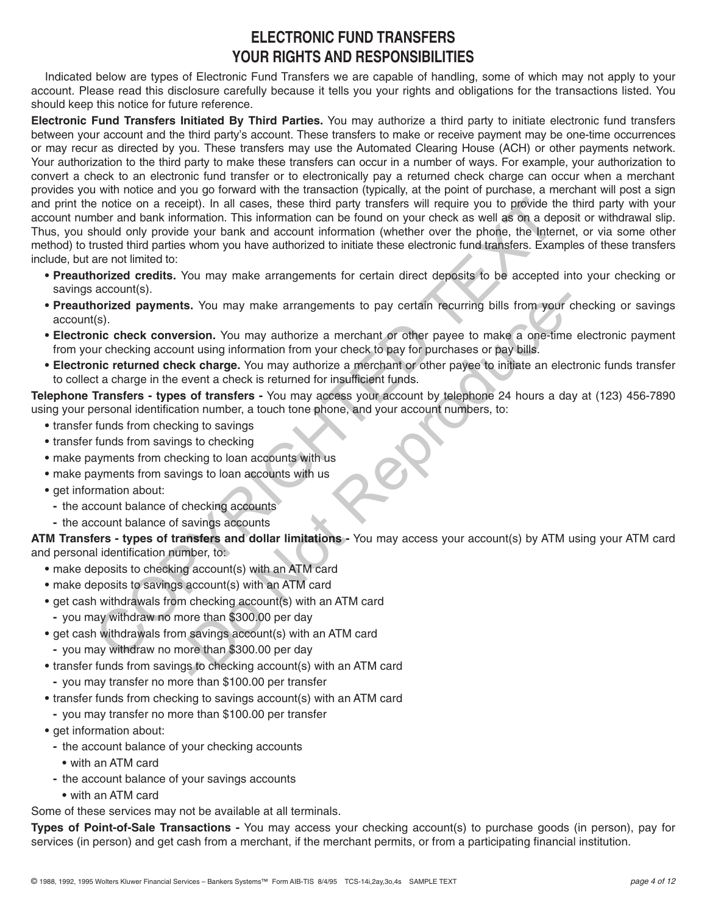# ELECTRONIC FUND TRANSFERS
# YOUR RIGHTS AND RESPONSIBILITIES

Indicated below are types of Electronic Fund Transfers we are capable of handling, some of which may not apply to your account. Please read this disclosure carefully because it tells you your rights and obligations for the transactions listed. You should keep this notice for future reference.

**Electronic Fund Transfers Initiated By Third Parties.** You may authorize a third party to initiate electronic fund transfers between your account and the third party's account. These transfers to make or receive payment may be one-time occurrences or may recur as directed by you. These transfers may use the Automated Clearing House (ACH) or other payments network. Your authorization to the third party to make these transfers can occur in a number of ways. For example, your authorization to convert a check to an electronic fund transfer or to electronically pay a returned check charge can occur when a merchant provides you with notice and you go forward with the transaction (typically, at the point of purchase, a merchant will post a sign and print the notice on a receipt). In all cases, these third party transfers will require you to provide the third party with your account number and bank information. This information can be found on your check as well as on a deposit or withdrawal slip. Thus, you should only provide your bank and account information (whether over the phone, the Internet, or via some other method) to trusted third parties whom you have authorized to initiate these electronic fund transfers. Examples of these transfers include, but are not limited to:

- **Preauthorized credits.** You may make arrangements for certain direct deposits to be accepted into your checking or savings account(s).
- **Preauthorized payments.** You may make arrangements to pay certain recurring bills from your checking or savings account(s).
- **Electronic check conversion.** You may authorize a merchant or other payee to make a one-time electronic payment from your checking account using information from your check to pay for purchases or pay bills.
- **Electronic returned check charge.** You may authorize a merchant or other payee to initiate an electronic funds transfer to collect a charge in the event a check is returned for insufficient funds.

**Telephone Transfers - types of transfers -** You may access your account by telephone 24 hours a day at (123) 456-7890 using your personal identification number, a touch tone phone, and your account numbers, to:

- transfer funds from checking to savings
- transfer funds from savings to checking
- make payments from checking to loan accounts with us
- make payments from savings to loan accounts with us
- get information about:
  - the account balance of checking accounts
  - the account balance of savings accounts

**ATM Transfers - types of transfers and dollar limitations -** You may access your account(s) by ATM using your ATM card and personal identification number, to:

- make deposits to checking account(s) with an ATM card
- make deposits to savings account(s) with an ATM card
- get cash withdrawals from checking account(s) with an ATM card
  - you may withdraw no more than $300.00 per day
- get cash withdrawals from savings account(s) with an ATM card
  - you may withdraw no more than $300.00 per day
- transfer funds from savings to checking account(s) with an ATM card
  - you may transfer no more than $100.00 per transfer
- transfer funds from checking to savings account(s) with an ATM card
  - you may transfer no more than $100.00 per transfer
- get information about:
  - the account balance of your checking accounts
    - with an ATM card
  - the account balance of your savings accounts
    - with an ATM card

Some of these services may not be available at all terminals.

**Types of Point-of-Sale Transactions -** You may access your checking account(s) to purchase goods (in person), pay for services (in person) and get cash from a merchant, if the merchant permits, or from a participating financial institution.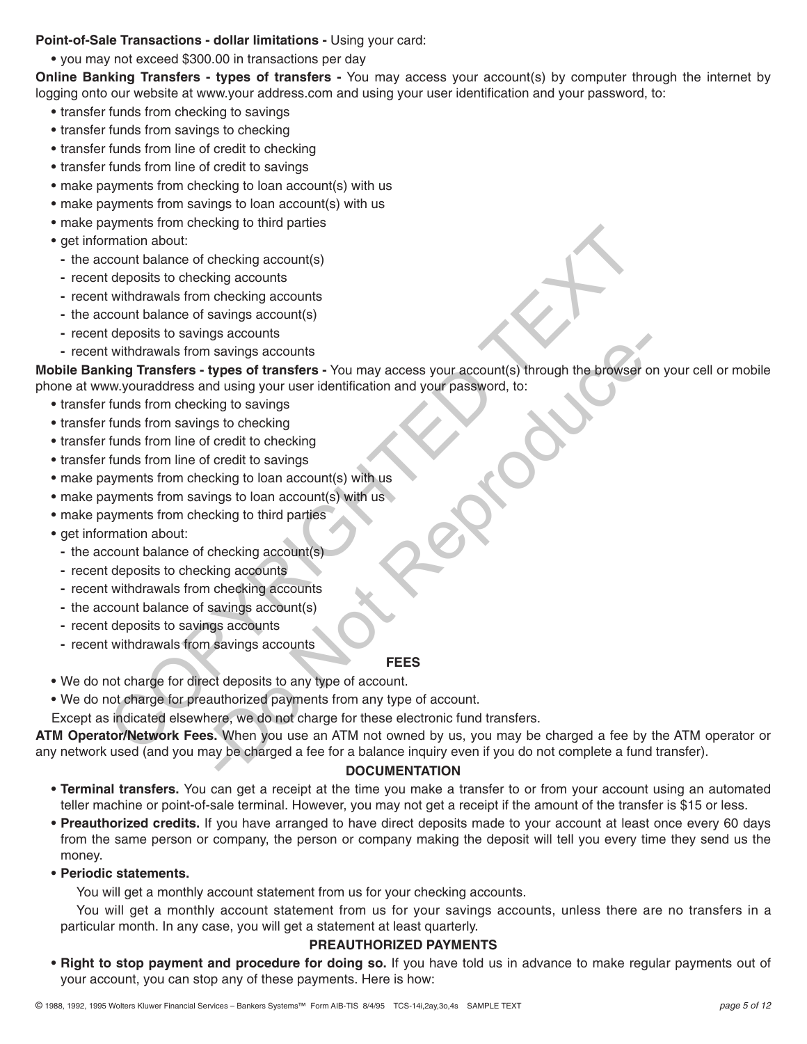**Point-of-Sale Transactions - dollar limitations -** Using your card:

- you may not exceed $300.00 in transactions per day

**Online Banking Transfers - types of transfers -** You may access your account(s) by computer through the internet by logging onto our website at www.your address.com and using your user identification and your password, to:

- transfer funds from checking to savings
- transfer funds from savings to checking
- transfer funds from line of credit to checking
- transfer funds from line of credit to savings
- make payments from checking to loan account(s) with us
- make payments from savings to loan account(s) with us
- make payments from checking to third parties
- get information about:
  - the account balance of checking account(s)
  - recent deposits to checking accounts
  - recent withdrawals from checking accounts
  - the account balance of savings account(s)
  - recent deposits to savings accounts
  - recent withdrawals from savings accounts

**Mobile Banking Transfers - types of transfers -** You may access your account(s) through the browser on your cell or mobile phone at www.youraddress and using your user identification and your password, to:

- transfer funds from checking to savings
- transfer funds from savings to checking
- transfer funds from line of credit to checking
- transfer funds from line of credit to savings
- make payments from checking to loan account(s) with us
- make payments from savings to loan account(s) with us
- make payments from checking to third parties
- get information about:
  - the account balance of checking account(s)
  - recent deposits to checking accounts
  - recent withdrawals from checking accounts
  - the account balance of savings account(s)
  - recent deposits to savings accounts
  - recent withdrawals from savings accounts

## FEES

- We do not charge for direct deposits to any type of account.
- We do not charge for preauthorized payments from any type of account.

Except as indicated elsewhere, we do not charge for these electronic fund transfers.

**ATM Operator/Network Fees.** When you use an ATM not owned by us, you may be charged a fee by the ATM operator or any network used (and you may be charged a fee for a balance inquiry even if you do not complete a fund transfer).

## DOCUMENTATION

- **Terminal transfers.** You can get a receipt at the time you make a transfer to or from your account using an automated teller machine or point-of-sale terminal. However, you may not get a receipt if the amount of the transfer is $15 or less.
- **Preauthorized credits.** If you have arranged to have direct deposits made to your account at least once every 60 days from the same person or company, the person or company making the deposit will tell you every time they send us the money.
- **Periodic statements.**

  You will get a monthly account statement from us for your checking accounts.

  You will get a monthly account statement from us for your savings accounts, unless there are no transfers in a particular month. In any case, you will get a statement at least quarterly.

## PREAUTHORIZED PAYMENTS

- **Right to stop payment and procedure for doing so.** If you have told us in advance to make regular payments out of your account, you can stop any of these payments. Here is how: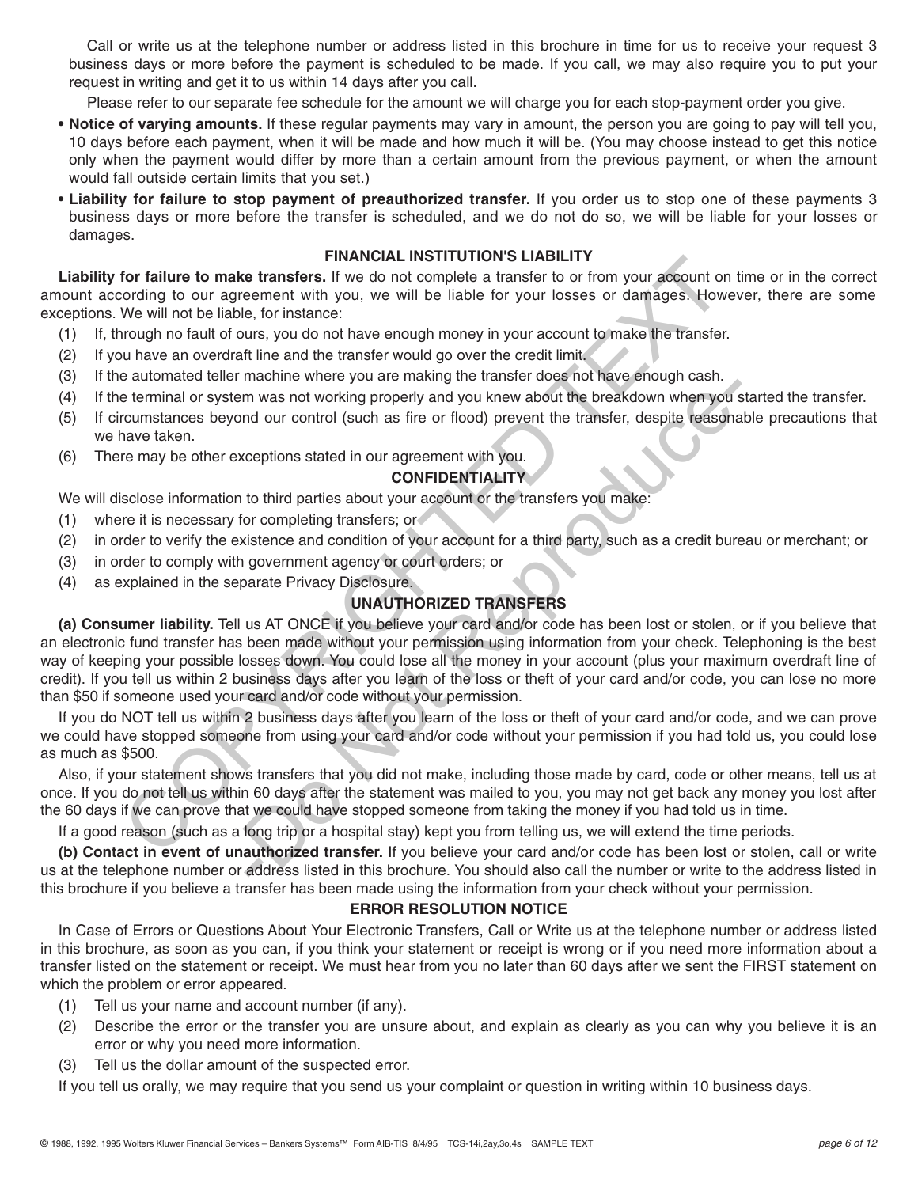Call or write us at the telephone number or address listed in this brochure in time for us to receive your request 3 business days or more before the payment is scheduled to be made. If you call, we may also require you to put your request in writing and get it to us within 14 days after you call.

Please refer to our separate fee schedule for the amount we will charge you for each stop-payment order you give.

- **Notice of varying amounts.** If these regular payments may vary in amount, the person you are going to pay will tell you, 10 days before each payment, when it will be made and how much it will be. (You may choose instead to get this notice only when the payment would differ by more than a certain amount from the previous payment, or when the amount would fall outside certain limits that you set.)
- **Liability for failure to stop payment of preauthorized transfer.** If you order us to stop one of these payments 3 business days or more before the transfer is scheduled, and we do not do so, we will be liable for your losses or damages.

### FINANCIAL INSTITUTION'S LIABILITY

**Liability for failure to make transfers.** If we do not complete a transfer to or from your account on time or in the correct amount according to our agreement with you, we will be liable for your losses or damages. However, there are some exceptions. We will not be liable, for instance:

(1) If, through no fault of ours, you do not have enough money in your account to make the transfer.

(2) If you have an overdraft line and the transfer would go over the credit limit.

(3) If the automated teller machine where you are making the transfer does not have enough cash.

(4) If the terminal or system was not working properly and you knew about the breakdown when you started the transfer.

(5) If circumstances beyond our control (such as fire or flood) prevent the transfer, despite reasonable precautions that we have taken.

(6) There may be other exceptions stated in our agreement with you.

### CONFIDENTIALITY

We will disclose information to third parties about your account or the transfers you make:

(1) where it is necessary for completing transfers; or

(2) in order to verify the existence and condition of your account for a third party, such as a credit bureau or merchant; or

(3) in order to comply with government agency or court orders; or

(4) as explained in the separate Privacy Disclosure.

### UNAUTHORIZED TRANSFERS

**(a) Consumer liability.** Tell us AT ONCE if you believe your card and/or code has been lost or stolen, or if you believe that an electronic fund transfer has been made without your permission using information from your check. Telephoning is the best way of keeping your possible losses down. You could lose all the money in your account (plus your maximum overdraft line of credit). If you tell us within 2 business days after you learn of the loss or theft of your card and/or code, you can lose no more than $50 if someone used your card and/or code without your permission.

If you do NOT tell us within 2 business days after you learn of the loss or theft of your card and/or code, and we can prove we could have stopped someone from using your card and/or code without your permission if you had told us, you could lose as much as $500.

Also, if your statement shows transfers that you did not make, including those made by card, code or other means, tell us at once. If you do not tell us within 60 days after the statement was mailed to you, you may not get back any money you lost after the 60 days if we can prove that we could have stopped someone from taking the money if you had told us in time.

If a good reason (such as a long trip or a hospital stay) kept you from telling us, we will extend the time periods.

**(b) Contact in event of unauthorized transfer.** If you believe your card and/or code has been lost or stolen, call or write us at the telephone number or address listed in this brochure. You should also call the number or write to the address listed in this brochure if you believe a transfer has been made using the information from your check without your permission.

### ERROR RESOLUTION NOTICE

In Case of Errors or Questions About Your Electronic Transfers, Call or Write us at the telephone number or address listed in this brochure, as soon as you can, if you think your statement or receipt is wrong or if you need more information about a transfer listed on the statement or receipt. We must hear from you no later than 60 days after we sent the FIRST statement on which the problem or error appeared.

(1) Tell us your name and account number (if any).

(2) Describe the error or the transfer you are unsure about, and explain as clearly as you can why you believe it is an error or why you need more information.

(3) Tell us the dollar amount of the suspected error.

If you tell us orally, we may require that you send us your complaint or question in writing within 10 business days.

© 1988, 1992, 1995 Wolters Kluwer Financial Services – Bankers Systems™ Form AIB-TIS 8/4/95 TCS-14i,2ay,3o,4s SAMPLE TEXT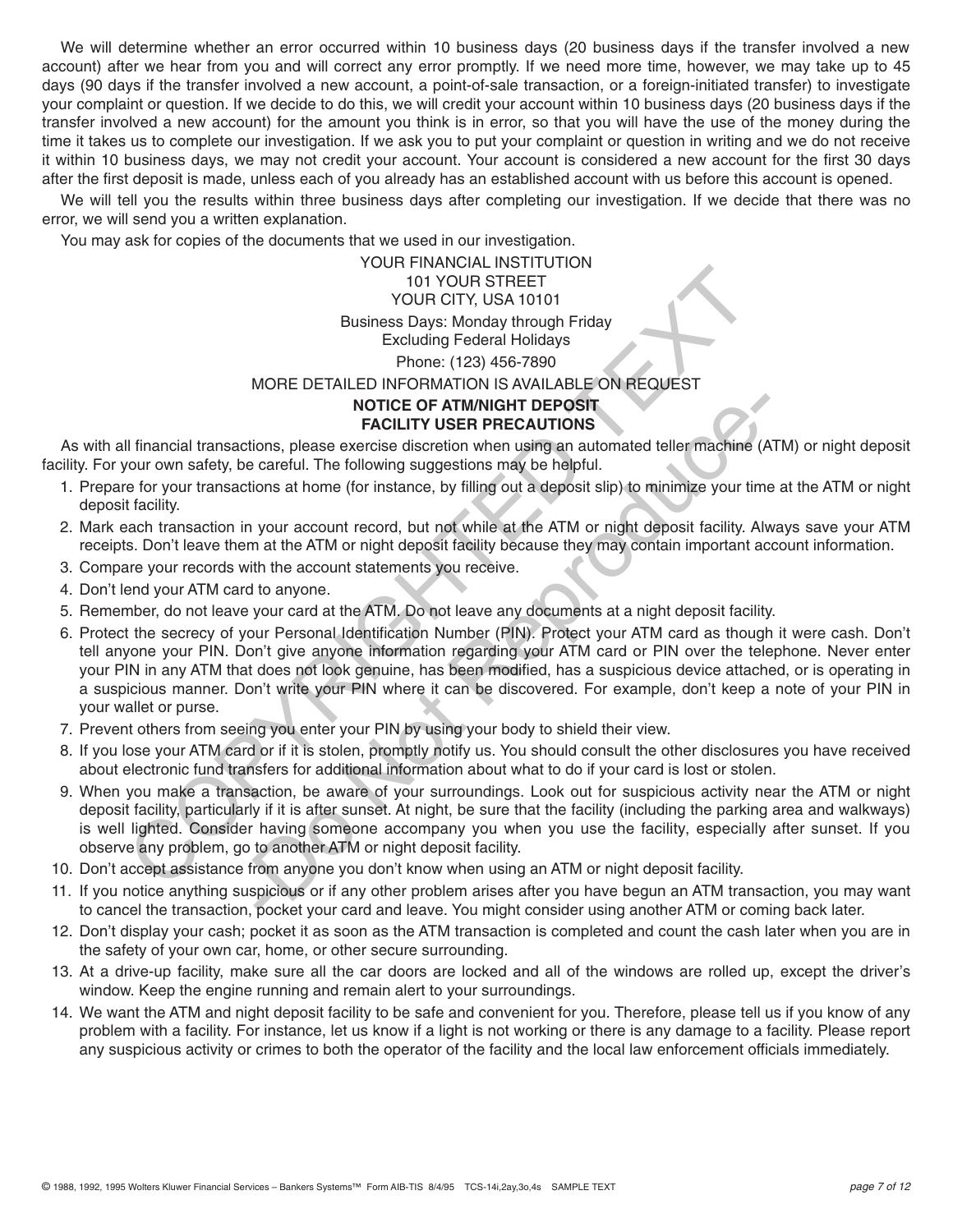We will determine whether an error occurred within 10 business days (20 business days if the transfer involved a new account) after we hear from you and will correct any error promptly. If we need more time, however, we may take up to 45 days (90 days if the transfer involved a new account, a point-of-sale transaction, or a foreign-initiated transfer) to investigate your complaint or question. If we decide to do this, we will credit your account within 10 business days (20 business days if the transfer involved a new account) for the amount you think is in error, so that you will have the use of the money during the time it takes us to complete our investigation. If we ask you to put your complaint or question in writing and we do not receive it within 10 business days, we may not credit your account. Your account is considered a new account for the first 30 days after the first deposit is made, unless each of you already has an established account with us before this account is opened.

We will tell you the results within three business days after completing our investigation. If we decide that there was no error, we will send you a written explanation.

You may ask for copies of the documents that we used in our investigation.

YOUR FINANCIAL INSTITUTION
101 YOUR STREET
YOUR CITY, USA 10101

Business Days: Monday through Friday
Excluding Federal Holidays

Phone: (123) 456-7890

MORE DETAILED INFORMATION IS AVAILABLE ON REQUEST

**NOTICE OF ATM/NIGHT DEPOSIT FACILITY USER PRECAUTIONS**

As with all financial transactions, please exercise discretion when using an automated teller machine (ATM) or night deposit facility. For your own safety, be careful. The following suggestions may be helpful.

1. Prepare for your transactions at home (for instance, by filling out a deposit slip) to minimize your time at the ATM or night deposit facility.
2. Mark each transaction in your account record, but not while at the ATM or night deposit facility. Always save your ATM receipts. Don't leave them at the ATM or night deposit facility because they may contain important account information.
3. Compare your records with the account statements you receive.
4. Don't lend your ATM card to anyone.
5. Remember, do not leave your card at the ATM. Do not leave any documents at a night deposit facility.
6. Protect the secrecy of your Personal Identification Number (PIN). Protect your ATM card as though it were cash. Don't tell anyone your PIN. Don't give anyone information regarding your ATM card or PIN over the telephone. Never enter your PIN in any ATM that does not look genuine, has been modified, has a suspicious device attached, or is operating in a suspicious manner. Don't write your PIN where it can be discovered. For example, don't keep a note of your PIN in your wallet or purse.
7. Prevent others from seeing you enter your PIN by using your body to shield their view.
8. If you lose your ATM card or if it is stolen, promptly notify us. You should consult the other disclosures you have received about electronic fund transfers for additional information about what to do if your card is lost or stolen.
9. When you make a transaction, be aware of your surroundings. Look out for suspicious activity near the ATM or night deposit facility, particularly if it is after sunset. At night, be sure that the facility (including the parking area and walkways) is well lighted. Consider having someone accompany you when you use the facility, especially after sunset. If you observe any problem, go to another ATM or night deposit facility.
10. Don't accept assistance from anyone you don't know when using an ATM or night deposit facility.
11. If you notice anything suspicious or if any other problem arises after you have begun an ATM transaction, you may want to cancel the transaction, pocket your card and leave. You might consider using another ATM or coming back later.
12. Don't display your cash; pocket it as soon as the ATM transaction is completed and count the cash later when you are in the safety of your own car, home, or other secure surrounding.
13. At a drive-up facility, make sure all the car doors are locked and all of the windows are rolled up, except the driver's window. Keep the engine running and remain alert to your surroundings.
14. We want the ATM and night deposit facility to be safe and convenient for you. Therefore, please tell us if you know of any problem with a facility. For instance, let us know if a light is not working or there is any damage to a facility. Please report any suspicious activity or crimes to both the operator of the facility and the local law enforcement officials immediately.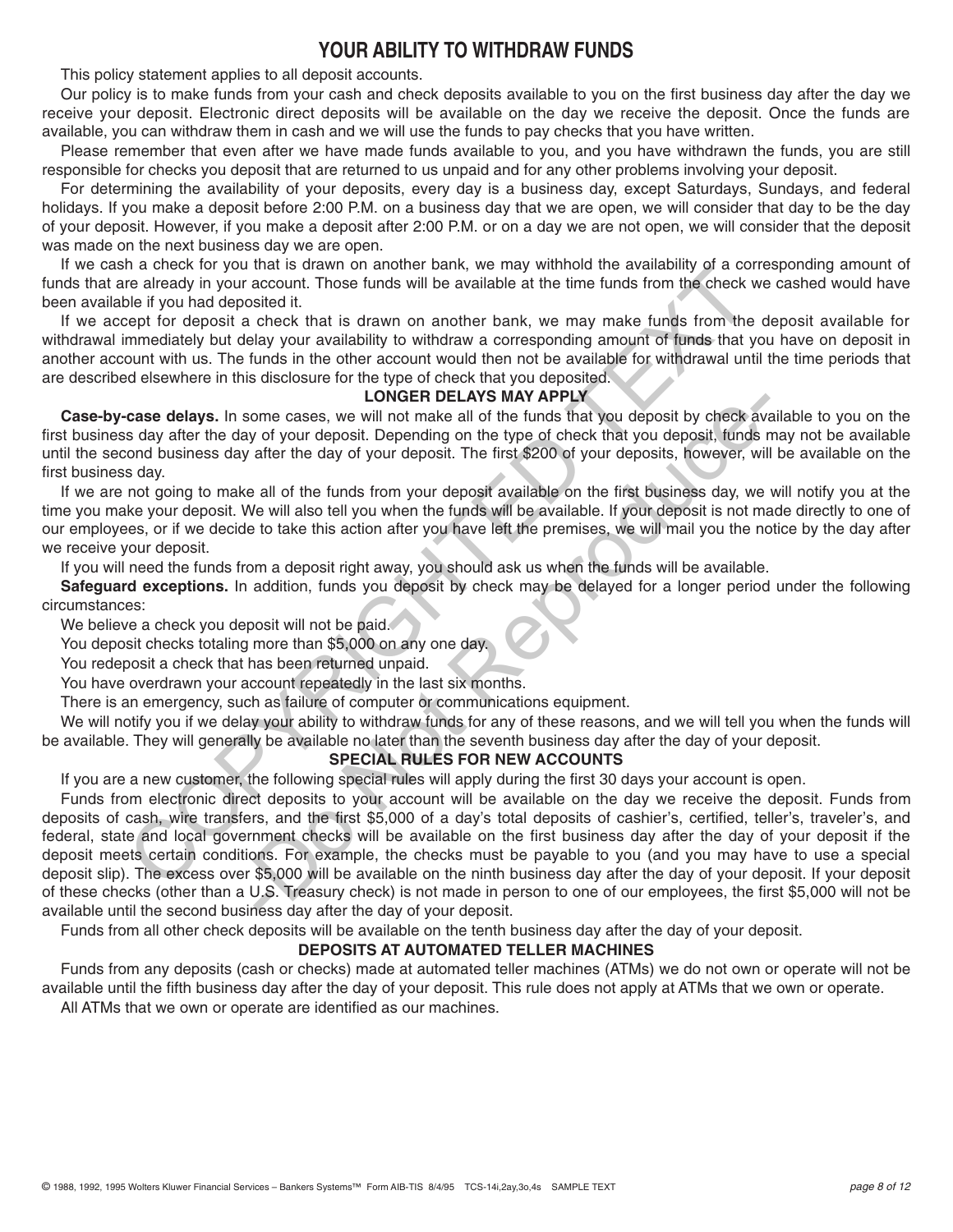# YOUR ABILITY TO WITHDRAW FUNDS

This policy statement applies to all deposit accounts.

Our policy is to make funds from your cash and check deposits available to you on the first business day after the day we receive your deposit. Electronic direct deposits will be available on the day we receive the deposit. Once the funds are available, you can withdraw them in cash and we will use the funds to pay checks that you have written.

Please remember that even after we have made funds available to you, and you have withdrawn the funds, you are still responsible for checks you deposit that are returned to us unpaid and for any other problems involving your deposit.

For determining the availability of your deposits, every day is a business day, except Saturdays, Sundays, and federal holidays. If you make a deposit before 2:00 P.M. on a business day that we are open, we will consider that day to be the day of your deposit. However, if you make a deposit after 2:00 P.M. or on a day we are not open, we will consider that the deposit was made on the next business day we are open.

If we cash a check for you that is drawn on another bank, we may withhold the availability of a corresponding amount of funds that are already in your account. Those funds will be available at the time funds from the check we cashed would have been available if you had deposited it.

If we accept for deposit a check that is drawn on another bank, we may make funds from the deposit available for withdrawal immediately but delay your availability to withdraw a corresponding amount of funds that you have on deposit in another account with us. The funds in the other account would then not be available for withdrawal until the time periods that are described elsewhere in this disclosure for the type of check that you deposited.

## LONGER DELAYS MAY APPLY

**Case-by-case delays.** In some cases, we will not make all of the funds that you deposit by check available to you on the first business day after the day of your deposit. Depending on the type of check that you deposit, funds may not be available until the second business day after the day of your deposit. The first $200 of your deposits, however, will be available on the first business day.

If we are not going to make all of the funds from your deposit available on the first business day, we will notify you at the time you make your deposit. We will also tell you when the funds will be available. If your deposit is not made directly to one of our employees, or if we decide to take this action after you have left the premises, we will mail you the notice by the day after we receive your deposit.

If you will need the funds from a deposit right away, you should ask us when the funds will be available.

**Safeguard exceptions.** In addition, funds you deposit by check may be delayed for a longer period under the following circumstances:

We believe a check you deposit will not be paid.

You deposit checks totaling more than $5,000 on any one day.

You redeposit a check that has been returned unpaid.

You have overdrawn your account repeatedly in the last six months.

There is an emergency, such as failure of computer or communications equipment.

We will notify you if we delay your ability to withdraw funds for any of these reasons, and we will tell you when the funds will be available. They will generally be available no later than the seventh business day after the day of your deposit.

## SPECIAL RULES FOR NEW ACCOUNTS

If you are a new customer, the following special rules will apply during the first 30 days your account is open.

Funds from electronic direct deposits to your account will be available on the day we receive the deposit. Funds from deposits of cash, wire transfers, and the first $5,000 of a day's total deposits of cashier's, certified, teller's, traveler's, and federal, state and local government checks will be available on the first business day after the day of your deposit if the deposit meets certain conditions. For example, the checks must be payable to you (and you may have to use a special deposit slip). The excess over $5,000 will be available on the ninth business day after the day of your deposit. If your deposit of these checks (other than a U.S. Treasury check) is not made in person to one of our employees, the first $5,000 will not be available until the second business day after the day of your deposit.

Funds from all other check deposits will be available on the tenth business day after the day of your deposit.

## DEPOSITS AT AUTOMATED TELLER MACHINES

Funds from any deposits (cash or checks) made at automated teller machines (ATMs) we do not own or operate will not be available until the fifth business day after the day of your deposit. This rule does not apply at ATMs that we own or operate.

All ATMs that we own or operate are identified as our machines.

© 1988, 1992, 1995 Wolters Kluwer Financial Services – Bankers Systems™ Form AIB-TIS 8/4/95 TCS-14i,2ay,3o,4s SAMPLE TEXT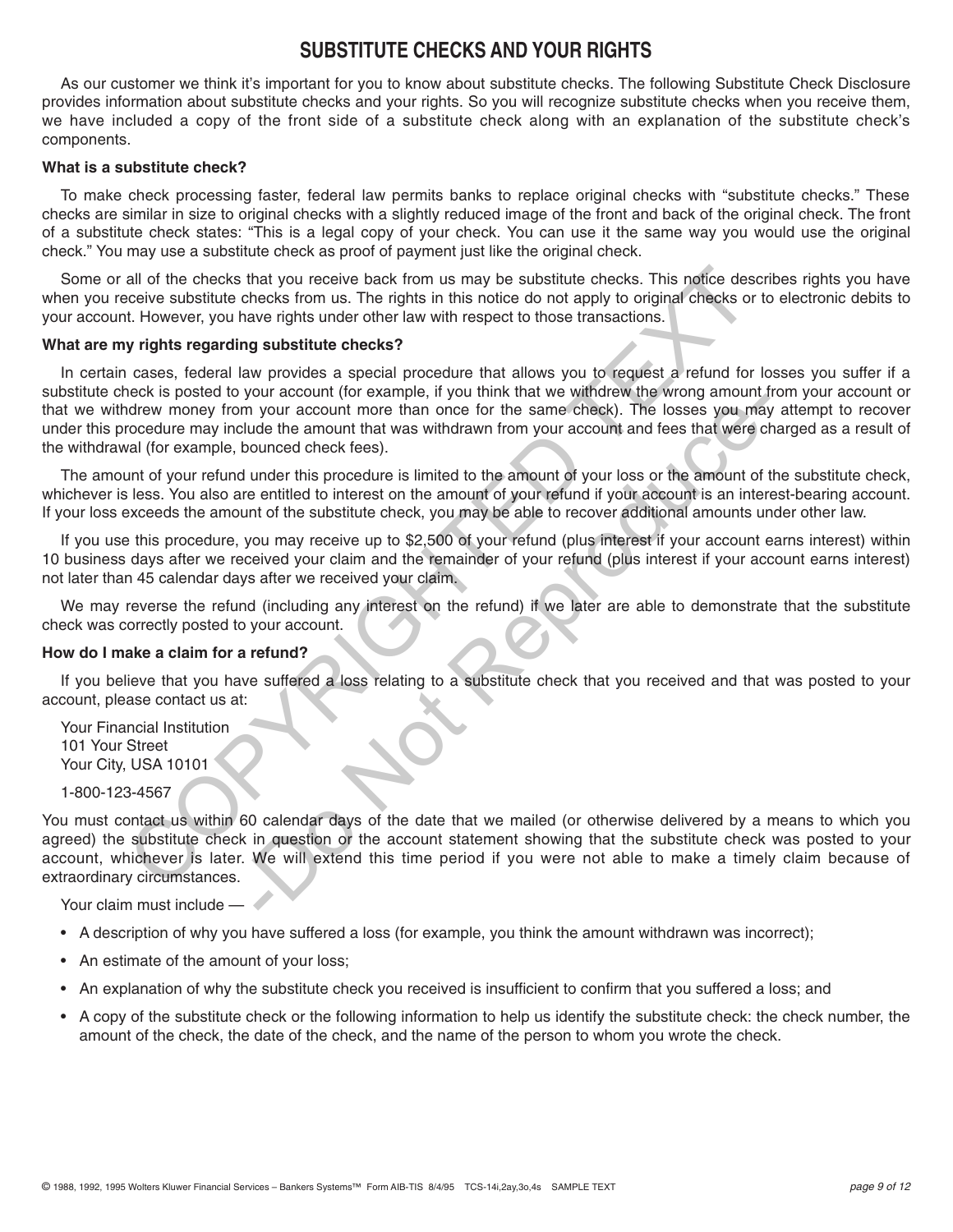# SUBSTITUTE CHECKS AND YOUR RIGHTS

As our customer we think it's important for you to know about substitute checks. The following Substitute Check Disclosure provides information about substitute checks and your rights. So you will recognize substitute checks when you receive them, we have included a copy of the front side of a substitute check along with an explanation of the substitute check's components.

**What is a substitute check?**

To make check processing faster, federal law permits banks to replace original checks with "substitute checks." These checks are similar in size to original checks with a slightly reduced image of the front and back of the original check. The front of a substitute check states: "This is a legal copy of your check. You can use it the same way you would use the original check." You may use a substitute check as proof of payment just like the original check.

Some or all of the checks that you receive back from us may be substitute checks. This notice describes rights you have when you receive substitute checks from us. The rights in this notice do not apply to original checks or to electronic debits to your account. However, you have rights under other law with respect to those transactions.

**What are my rights regarding substitute checks?**

In certain cases, federal law provides a special procedure that allows you to request a refund for losses you suffer if a substitute check is posted to your account (for example, if you think that we withdrew the wrong amount from your account or that we withdrew money from your account more than once for the same check). The losses you may attempt to recover under this procedure may include the amount that was withdrawn from your account and fees that were charged as a result of the withdrawal (for example, bounced check fees).

The amount of your refund under this procedure is limited to the amount of your loss or the amount of the substitute check, whichever is less. You also are entitled to interest on the amount of your refund if your account is an interest-bearing account. If your loss exceeds the amount of the substitute check, you may be able to recover additional amounts under other law.

If you use this procedure, you may receive up to $2,500 of your refund (plus interest if your account earns interest) within 10 business days after we received your claim and the remainder of your refund (plus interest if your account earns interest) not later than 45 calendar days after we received your claim.

We may reverse the refund (including any interest on the refund) if we later are able to demonstrate that the substitute check was correctly posted to your account.

**How do I make a claim for a refund?**

If you believe that you have suffered a loss relating to a substitute check that you received and that was posted to your account, please contact us at:

Your Financial Institution
101 Your Street
Your City, USA 10101

1-800-123-4567

You must contact us within 60 calendar days of the date that we mailed (or otherwise delivered by a means to which you agreed) the substitute check in question or the account statement showing that the substitute check was posted to your account, whichever is later. We will extend this time period if you were not able to make a timely claim because of extraordinary circumstances.

Your claim must include —

- A description of why you have suffered a loss (for example, you think the amount withdrawn was incorrect);
- An estimate of the amount of your loss;
- An explanation of why the substitute check you received is insufficient to confirm that you suffered a loss; and
- A copy of the substitute check or the following information to help us identify the substitute check: the check number, the amount of the check, the date of the check, and the name of the person to whom you wrote the check.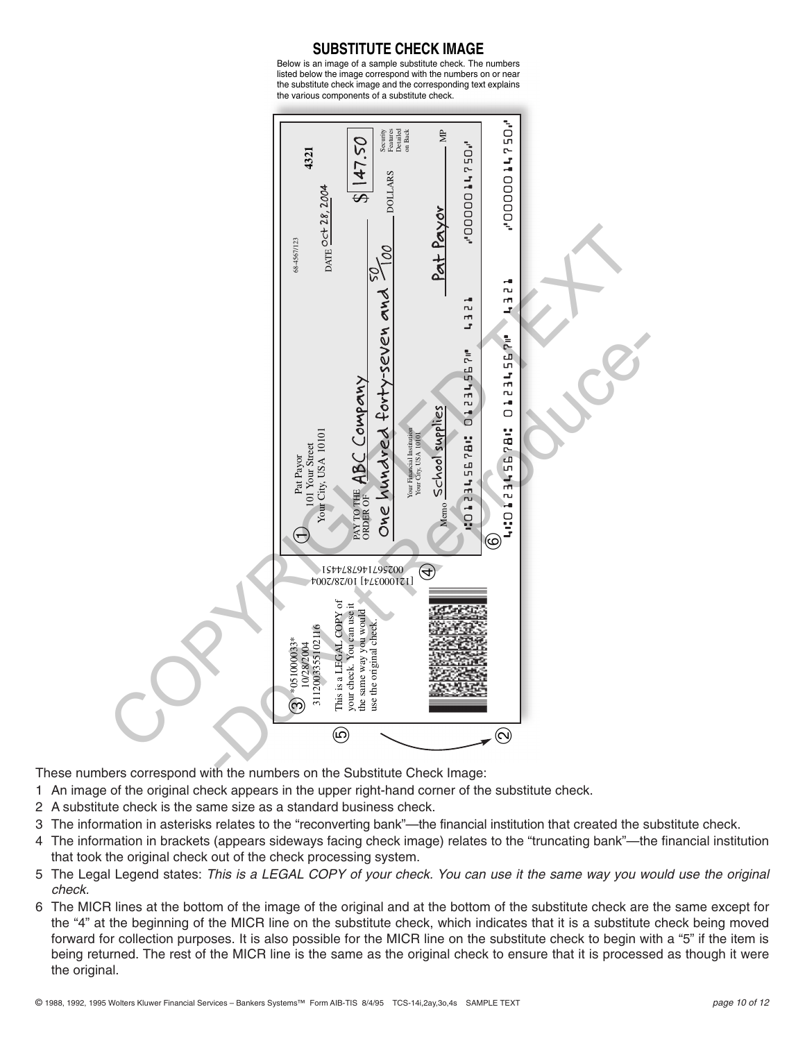## SUBSTITUTE CHECK IMAGE

Below is an image of a sample substitute check. The numbers listed below the image correspond with the numbers on or near the substitute check image and the corresponding text explains the various components of a substitute check.

These numbers correspond with the numbers on the Substitute Check Image:

1. An image of the original check appears in the upper right-hand corner of the substitute check.
2. A substitute check is the same size as a standard business check.
3. The information in asterisks relates to the "reconverting bank"—the financial institution that created the substitute check.
4. The information in brackets (appears sideways facing check image) relates to the "truncating bank"—the financial institution that took the original check out of the check processing system.
5. The Legal Legend states: *This is a LEGAL COPY of your check. You can use it the same way you would use the original check.*
6. The MICR lines at the bottom of the image of the original and at the bottom of the substitute check are the same except for the "4" at the beginning of the MICR line on the substitute check, which indicates that it is a substitute check being moved forward for collection purposes. It is also possible for the MICR line on the substitute check to begin with a "5" if the item is being returned. The rest of the MICR line is the same as the original check to ensure that it is processed as though it were the original.

© 1988, 1992, 1995 Wolters Kluwer Financial Services – Bankers Systems™ Form AIB-TIS 8/4/95 TCS-14i,2ay,3o,4s SAMPLE TEXT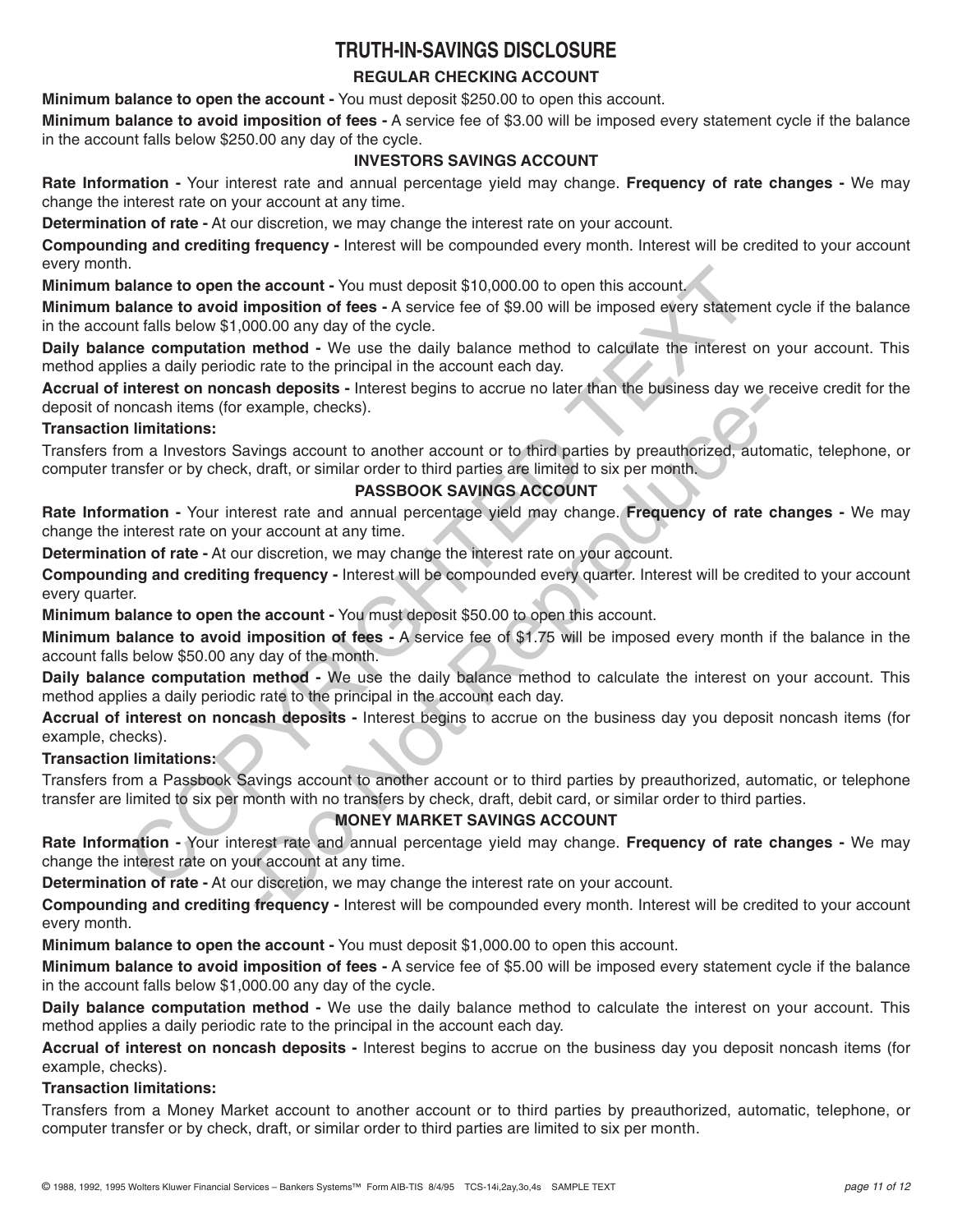# TRUTH-IN-SAVINGS DISCLOSURE

## REGULAR CHECKING ACCOUNT

**Minimum balance to open the account -** You must deposit $250.00 to open this account.

**Minimum balance to avoid imposition of fees -** A service fee of $3.00 will be imposed every statement cycle if the balance in the account falls below $250.00 any day of the cycle.

## INVESTORS SAVINGS ACCOUNT

**Rate Information -** Your interest rate and annual percentage yield may change. **Frequency of rate changes -** We may change the interest rate on your account at any time.

**Determination of rate -** At our discretion, we may change the interest rate on your account.

**Compounding and crediting frequency -** Interest will be compounded every month. Interest will be credited to your account every month.

**Minimum balance to open the account -** You must deposit $10,000.00 to open this account.

**Minimum balance to avoid imposition of fees -** A service fee of $9.00 will be imposed every statement cycle if the balance in the account falls below $1,000.00 any day of the cycle.

**Daily balance computation method -** We use the daily balance method to calculate the interest on your account. This method applies a daily periodic rate to the principal in the account each day.

**Accrual of interest on noncash deposits -** Interest begins to accrue no later than the business day we receive credit for the deposit of noncash items (for example, checks).

**Transaction limitations:**

Transfers from a Investors Savings account to another account or to third parties by preauthorized, automatic, telephone, or computer transfer or by check, draft, or similar order to third parties are limited to six per month.

## PASSBOOK SAVINGS ACCOUNT

**Rate Information -** Your interest rate and annual percentage yield may change. **Frequency of rate changes -** We may change the interest rate on your account at any time.

**Determination of rate -** At our discretion, we may change the interest rate on your account.

**Compounding and crediting frequency -** Interest will be compounded every quarter. Interest will be credited to your account every quarter.

**Minimum balance to open the account -** You must deposit $50.00 to open this account.

**Minimum balance to avoid imposition of fees -** A service fee of $1.75 will be imposed every month if the balance in the account falls below $50.00 any day of the month.

**Daily balance computation method -** We use the daily balance method to calculate the interest on your account. This method applies a daily periodic rate to the principal in the account each day.

**Accrual of interest on noncash deposits -** Interest begins to accrue on the business day you deposit noncash items (for example, checks).

**Transaction limitations:**

Transfers from a Passbook Savings account to another account or to third parties by preauthorized, automatic, or telephone transfer are limited to six per month with no transfers by check, draft, debit card, or similar order to third parties.

## MONEY MARKET SAVINGS ACCOUNT

**Rate Information -** Your interest rate and annual percentage yield may change. **Frequency of rate changes -** We may change the interest rate on your account at any time.

**Determination of rate -** At our discretion, we may change the interest rate on your account.

**Compounding and crediting frequency -** Interest will be compounded every month. Interest will be credited to your account every month.

**Minimum balance to open the account -** You must deposit $1,000.00 to open this account.

**Minimum balance to avoid imposition of fees -** A service fee of $5.00 will be imposed every statement cycle if the balance in the account falls below $1,000.00 any day of the cycle.

**Daily balance computation method -** We use the daily balance method to calculate the interest on your account. This method applies a daily periodic rate to the principal in the account each day.

**Accrual of interest on noncash deposits -** Interest begins to accrue on the business day you deposit noncash items (for example, checks).

**Transaction limitations:**

Transfers from a Money Market account to another account or to third parties by preauthorized, automatic, telephone, or computer transfer or by check, draft, or similar order to third parties are limited to six per month.

© 1988, 1992, 1995 Wolters Kluwer Financial Services – Bankers Systems™ Form AIB-TIS 8/4/95 TCS-14i,2ay,3o,4s SAMPLE TEXT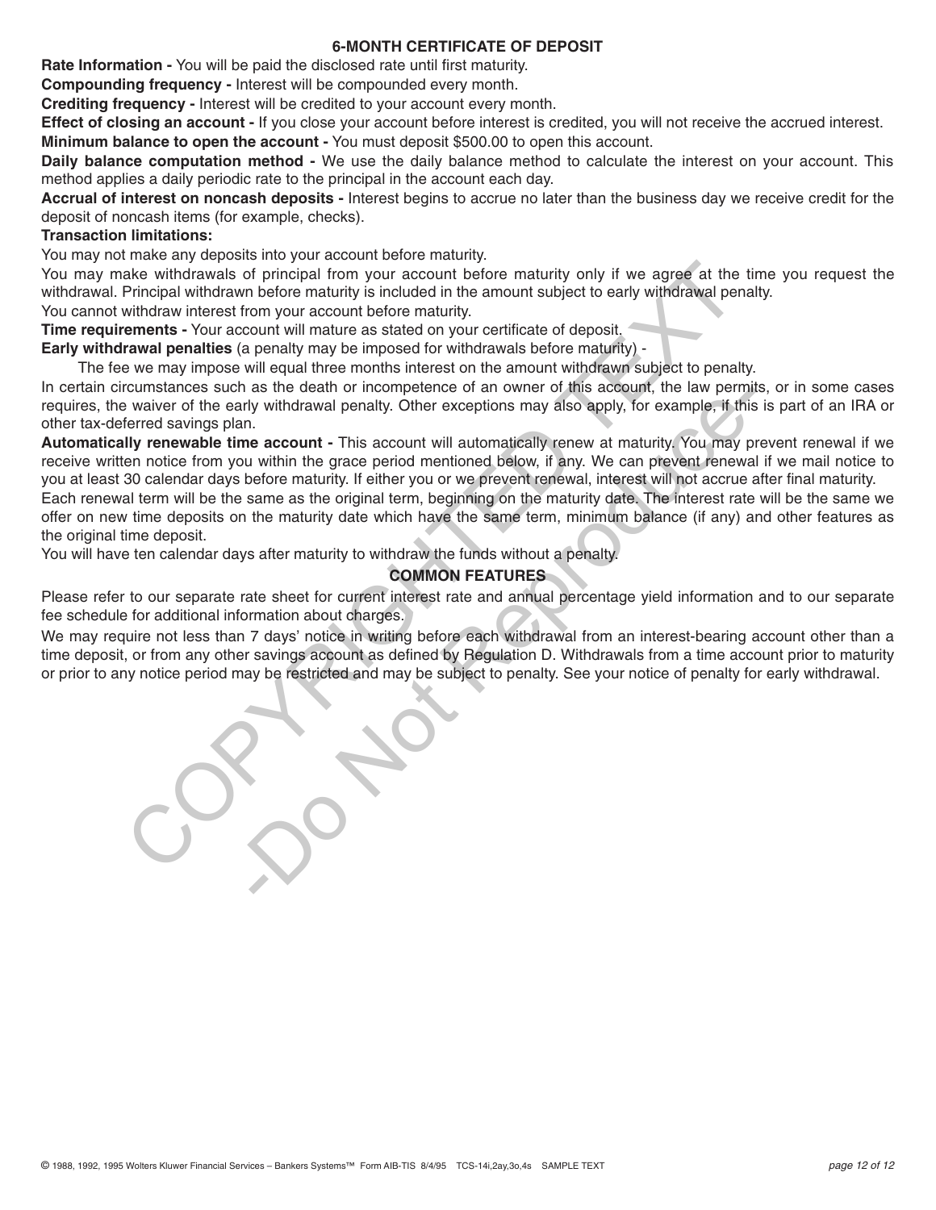## 6-MONTH CERTIFICATE OF DEPOSIT

**Rate Information -** You will be paid the disclosed rate until first maturity.

**Compounding frequency -** Interest will be compounded every month.

**Crediting frequency -** Interest will be credited to your account every month.

**Effect of closing an account -** If you close your account before interest is credited, you will not receive the accrued interest.

**Minimum balance to open the account -** You must deposit $500.00 to open this account.

**Daily balance computation method -** We use the daily balance method to calculate the interest on your account. This method applies a daily periodic rate to the principal in the account each day.

**Accrual of interest on noncash deposits -** Interest begins to accrue no later than the business day we receive credit for the deposit of noncash items (for example, checks).

**Transaction limitations:**

You may not make any deposits into your account before maturity.

You may make withdrawals of principal from your account before maturity only if we agree at the time you request the withdrawal. Principal withdrawn before maturity is included in the amount subject to early withdrawal penalty.

You cannot withdraw interest from your account before maturity.

**Time requirements -** Your account will mature as stated on your certificate of deposit.

**Early withdrawal penalties** (a penalty may be imposed for withdrawals before maturity) -

The fee we may impose will equal three months interest on the amount withdrawn subject to penalty.

In certain circumstances such as the death or incompetence of an owner of this account, the law permits, or in some cases requires, the waiver of the early withdrawal penalty. Other exceptions may also apply, for example, if this is part of an IRA or other tax-deferred savings plan.

**Automatically renewable time account -** This account will automatically renew at maturity. You may prevent renewal if we receive written notice from you within the grace period mentioned below, if any. We can prevent renewal if we mail notice to you at least 30 calendar days before maturity. If either you or we prevent renewal, interest will not accrue after final maturity.

Each renewal term will be the same as the original term, beginning on the maturity date. The interest rate will be the same we offer on new time deposits on the maturity date which have the same term, minimum balance (if any) and other features as the original time deposit.

You will have ten calendar days after maturity to withdraw the funds without a penalty.

## COMMON FEATURES

Please refer to our separate rate sheet for current interest rate and annual percentage yield information and to our separate fee schedule for additional information about charges.

We may require not less than 7 days' notice in writing before each withdrawal from an interest-bearing account other than a time deposit, or from any other savings account as defined by Regulation D. Withdrawals from a time account prior to maturity or prior to any notice period may be restricted and may be subject to penalty. See your notice of penalty for early withdrawal.

© 1988, 1992, 1995 Wolters Kluwer Financial Services – Bankers Systems™ Form AIB-TIS 8/4/95 TCS-14i,2ay,3o,4s SAMPLE TEXT